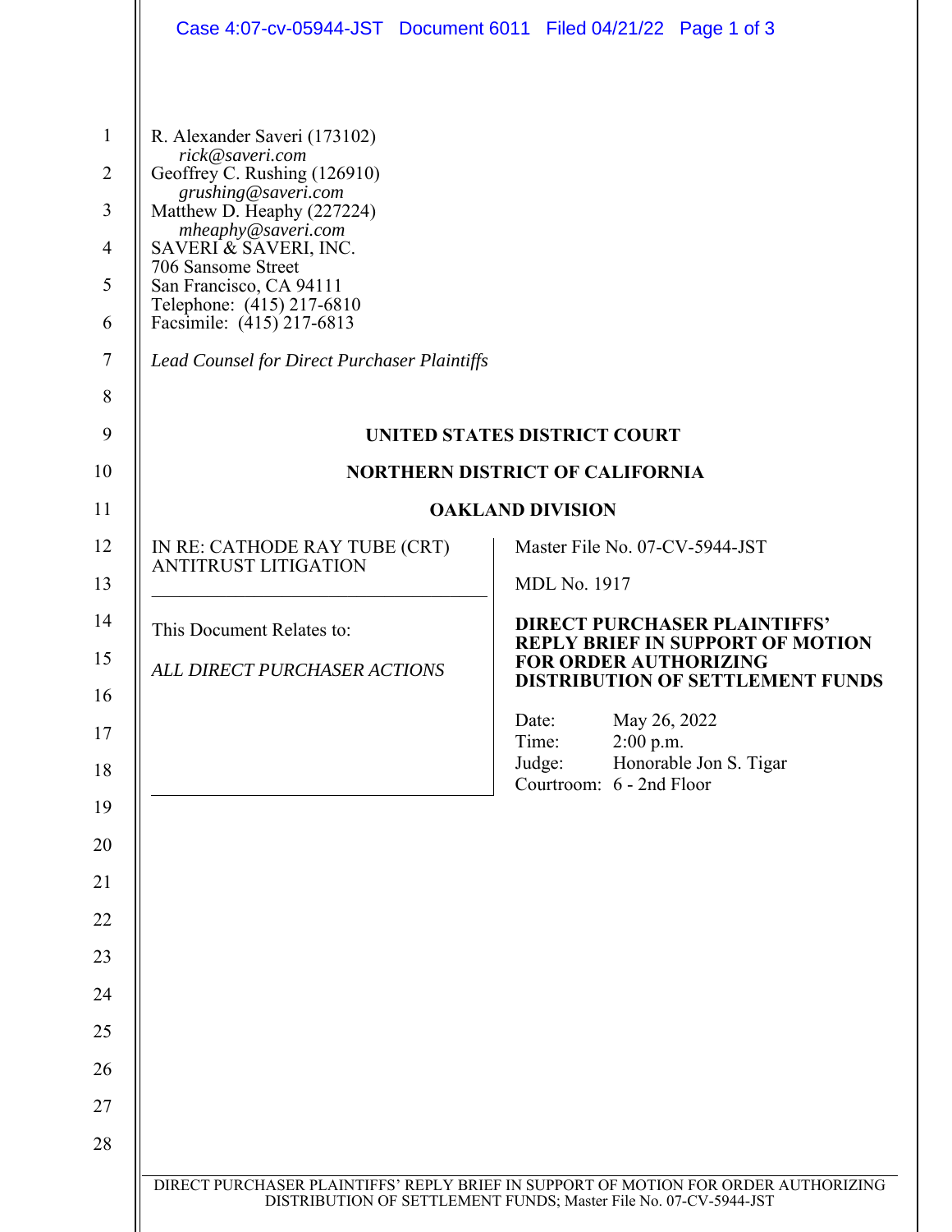R. Alexander Saveri (173102)
*rick@saveri.com*
Geoffrey C. Rushing (126910)
*grushing@saveri.com*
Matthew D. Heaphy (227224)
*mheaphy@saveri.com*
SAVERI & SAVERI, INC.
706 Sansome Street
San Francisco, CA 94111
Telephone: (415) 217-6810
Facsimile: (415) 217-6813

*Lead Counsel for Direct Purchaser Plaintiffs*

**UNITED STATES DISTRICT COURT**

**NORTHERN DISTRICT OF CALIFORNIA**

**OAKLAND DIVISION**

IN RE: CATHODE RAY TUBE (CRT) ANTITRUST LITIGATION

This Document Relates to:

*ALL DIRECT PURCHASER ACTIONS*

Master File No. 07-CV-5944-JST

MDL No. 1917

**DIRECT PURCHASER PLAINTIFFS' REPLY BRIEF IN SUPPORT OF MOTION FOR ORDER AUTHORIZING DISTRIBUTION OF SETTLEMENT FUNDS**

Date: May 26, 2022
Time: 2:00 p.m.
Judge: Honorable Jon S. Tigar
Courtroom: 6 - 2nd Floor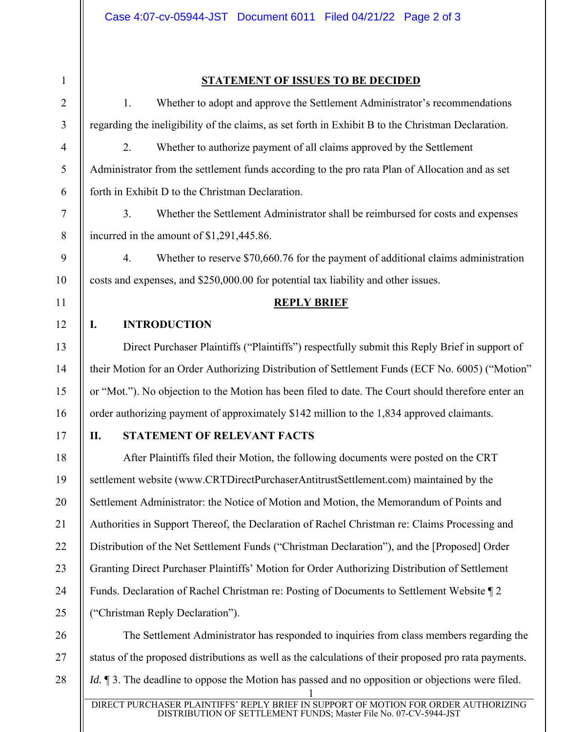**STATEMENT OF ISSUES TO BE DECIDED**

1. Whether to adopt and approve the Settlement Administrator's recommendations regarding the ineligibility of the claims, as set forth in Exhibit B to the Christman Declaration.

2. Whether to authorize payment of all claims approved by the Settlement Administrator from the settlement funds according to the pro rata Plan of Allocation and as set forth in Exhibit D to the Christman Declaration.

3. Whether the Settlement Administrator shall be reimbursed for costs and expenses incurred in the amount of $1,291,445.86.

4. Whether to reserve $70,660.76 for the payment of additional claims administration costs and expenses, and $250,000.00 for potential tax liability and other issues.

**REPLY BRIEF**

## I. INTRODUCTION

Direct Purchaser Plaintiffs ("Plaintiffs") respectfully submit this Reply Brief in support of their Motion for an Order Authorizing Distribution of Settlement Funds (ECF No. 6005) ("Motion" or "Mot."). No objection to the Motion has been filed to date. The Court should therefore enter an order authorizing payment of approximately $142 million to the 1,834 approved claimants.

## II. STATEMENT OF RELEVANT FACTS

After Plaintiffs filed their Motion, the following documents were posted on the CRT settlement website (www.CRTDirectPurchaserAntitrustSettlement.com) maintained by the Settlement Administrator: the Notice of Motion and Motion, the Memorandum of Points and Authorities in Support Thereof, the Declaration of Rachel Christman re: Claims Processing and Distribution of the Net Settlement Funds ("Christman Declaration"), and the [Proposed] Order Granting Direct Purchaser Plaintiffs' Motion for Order Authorizing Distribution of Settlement Funds. Declaration of Rachel Christman re: Posting of Documents to Settlement Website ¶ 2 ("Christman Reply Declaration").

The Settlement Administrator has responded to inquiries from class members regarding the status of the proposed distributions as well as the calculations of their proposed pro rata payments. *Id.* ¶ 3. The deadline to oppose the Motion has passed and no opposition or objections were filed.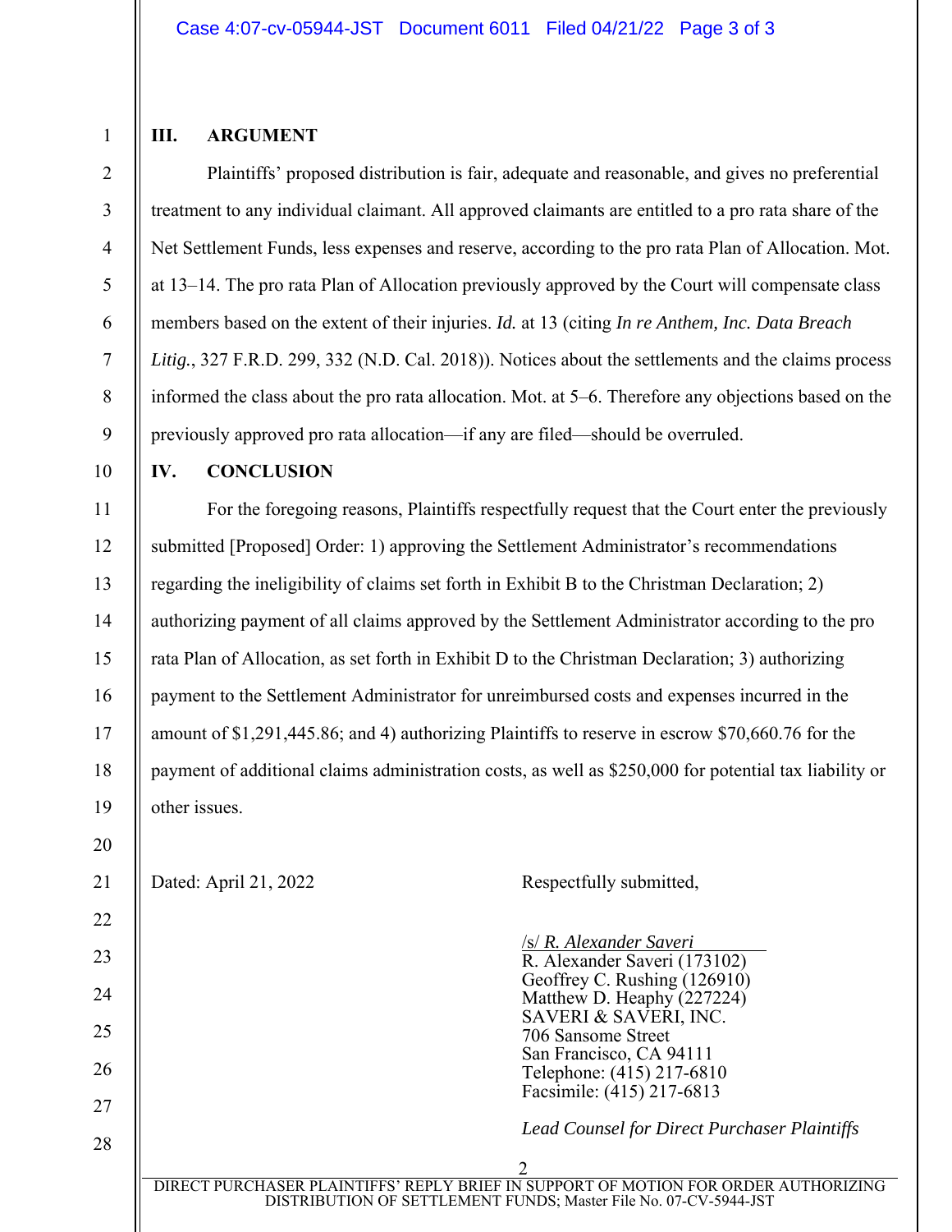## III. ARGUMENT

Plaintiffs' proposed distribution is fair, adequate and reasonable, and gives no preferential treatment to any individual claimant. All approved claimants are entitled to a pro rata share of the Net Settlement Funds, less expenses and reserve, according to the pro rata Plan of Allocation. Mot. at 13–14. The pro rata Plan of Allocation previously approved by the Court will compensate class members based on the extent of their injuries. *Id.* at 13 (citing *In re Anthem, Inc. Data Breach Litig.*, 327 F.R.D. 299, 332 (N.D. Cal. 2018)). Notices about the settlements and the claims process informed the class about the pro rata allocation. Mot. at 5–6. Therefore any objections based on the previously approved pro rata allocation—if any are filed—should be overruled.

## IV. CONCLUSION

For the foregoing reasons, Plaintiffs respectfully request that the Court enter the previously submitted [Proposed] Order: 1) approving the Settlement Administrator's recommendations regarding the ineligibility of claims set forth in Exhibit B to the Christman Declaration; 2) authorizing payment of all claims approved by the Settlement Administrator according to the pro rata Plan of Allocation, as set forth in Exhibit D to the Christman Declaration; 3) authorizing payment to the Settlement Administrator for unreimbursed costs and expenses incurred in the amount of $1,291,445.86; and 4) authorizing Plaintiffs to reserve in escrow $70,660.76 for the payment of additional claims administration costs, as well as $250,000 for potential tax liability or other issues.

Dated: April 21, 2022

Respectfully submitted,

/s/ *R. Alexander Saveri*
R. Alexander Saveri (173102)
Geoffrey C. Rushing (126910)
Matthew D. Heaphy (227224)
SAVERI & SAVERI, INC.
706 Sansome Street
San Francisco, CA 94111
Telephone: (415) 217-6810
Facsimile: (415) 217-6813

*Lead Counsel for Direct Purchaser Plaintiffs*